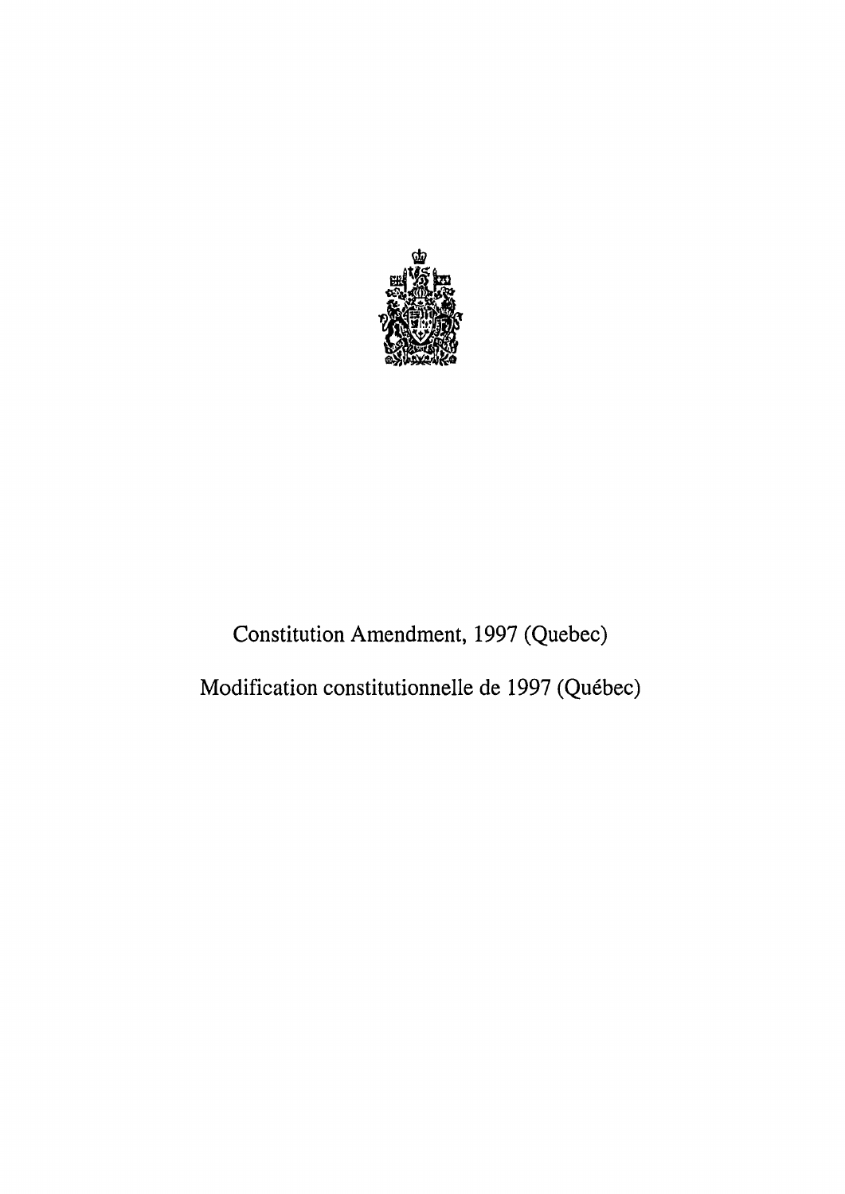# Constitution Amendment, 1997 (Quebec)

# Modification constitutionnelle de 1997 (Québec)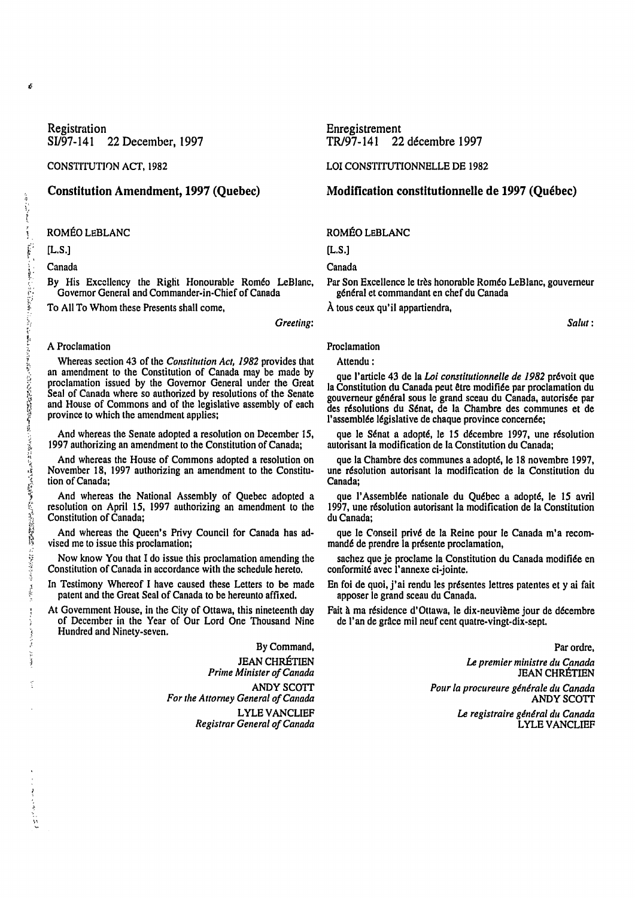Registration
SI/97-141 22 December, 1997

CONSTITUTION ACT, 1982

## Constitution Amendment, 1997 (Quebec)

ROMÉO LEBLANC

[L.S.]

Canada

By His Excellency the Right Honourable Roméo LeBlanc, Governor General and Commander-in-Chief of Canada

To All To Whom these Presents shall come,

*Greeting:*

A Proclamation

Whereas section 43 of the *Constitution Act, 1982* provides that an amendment to the Constitution of Canada may be made by proclamation issued by the Governor General under the Great Seal of Canada where so authorized by resolutions of the Senate and House of Commons and of the legislative assembly of each province to which the amendment applies;

And whereas the Senate adopted a resolution on December 15, 1997 authorizing an amendment to the Constitution of Canada;

And whereas the House of Commons adopted a resolution on November 18, 1997 authorizing an amendment to the Constitution of Canada;

And whereas the National Assembly of Quebec adopted a resolution on April 15, 1997 authorizing an amendment to the Constitution of Canada;

And whereas the Queen's Privy Council for Canada has advised me to issue this proclamation;

Now know You that I do issue this proclamation amending the Constitution of Canada in accordance with the schedule hereto.

In Testimony Whereof I have caused these Letters to be made patent and the Great Seal of Canada to be hereunto affixed.

At Government House, in the City of Ottawa, this nineteenth day of December in the Year of Our Lord One Thousand Nine Hundred and Ninety-seven.

By Command,

JEAN CHRÉTIEN
*Prime Minister of Canada*

ANDY SCOTT
*For the Attorney General of Canada*

LYLE VANCLIEF
*Registrar General of Canada*

Enregistrement
TR/97-141 22 décembre 1997

LOI CONSTITUTIONNELLE DE 1982

## Modification constitutionnelle de 1997 (Québec)

ROMÉO LEBLANC

[L.S.]

Canada

Par Son Excellence le très honorable Roméo LeBlanc, gouverneur général et commandant en chef du Canada

À tous ceux qu'il appartiendra,

*Salut :*

Proclamation

Attendu :

que l'article 43 de la *Loi constitutionnelle de 1982* prévoit que la Constitution du Canada peut être modifiée par proclamation du gouverneur général sous le grand sceau du Canada, autorisée par des résolutions du Sénat, de la Chambre des communes et de l'assemblée législative de chaque province concernée;

que le Sénat a adopté, le 15 décembre 1997, une résolution autorisant la modification de la Constitution du Canada;

que la Chambre des communes a adopté, le 18 novembre 1997, une résolution autorisant la modification de la Constitution du Canada;

que l'Assemblée nationale du Québec a adopté, le 15 avril 1997, une résolution autorisant la modification de la Constitution du Canada;

que le Conseil privé de la Reine pour le Canada m'a recommandé de prendre la présente proclamation,

sachez que je proclame la Constitution du Canada modifiée en conformité avec l'annexe ci-jointe.

En foi de quoi, j'ai rendu les présentes lettres patentes et y ai fait apposer le grand sceau du Canada.

Fait à ma résidence d'Ottawa, le dix-neuvième jour de décembre de l'an de grâce mil neuf cent quatre-vingt-dix-sept.

Par ordre,

*Le premier ministre du Canada*
JEAN CHRÉTIEN

*Pour la procureure générale du Canada*
ANDY SCOTT

*Le registraire général du Canada*
LYLE VANCLIEF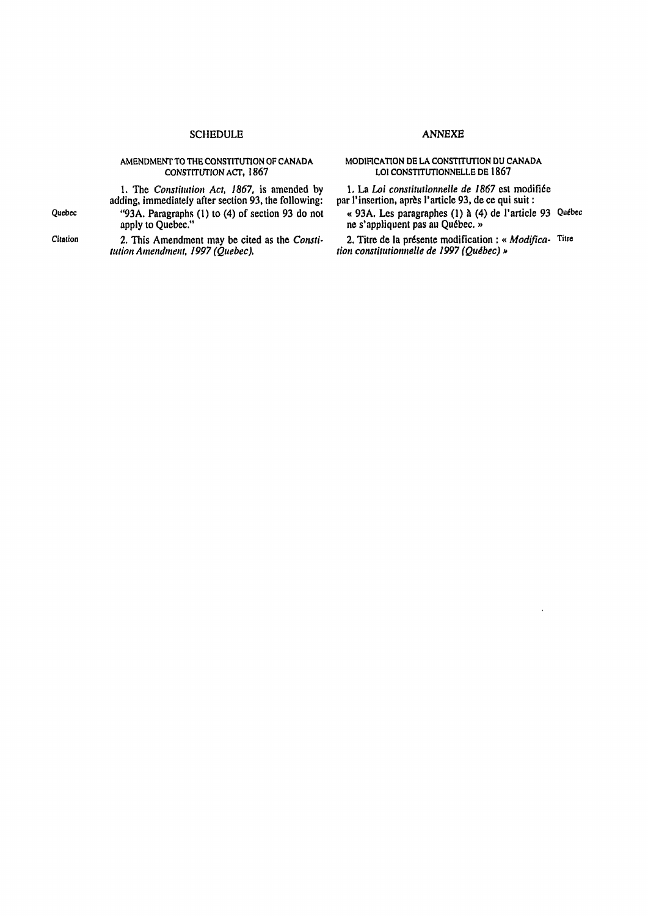## SCHEDULE

### AMENDMENT TO THE CONSTITUTION OF CANADA CONSTITUTION ACT, 1867

1. The *Constitution Act, 1867*, is amended by adding, immediately after section 93, the following:

Quebec

"93A. Paragraphs (1) to (4) of section 93 do not apply to Quebec."

Citation

2. This Amendment may be cited as the *Constitution Amendment, 1997 (Quebec)*.

## ANNEXE

### MODIFICATION DE LA CONSTITUTION DU CANADA LOI CONSTITUTIONNELLE DE 1867

1. La *Loi constitutionnelle de 1867* est modifiée par l'insertion, après l'article 93, de ce qui suit :

Québec

« 93A. Les paragraphes (1) à (4) de l'article 93 ne s'appliquent pas au Québec. »

Titre

2. Titre de la présente modification : « *Modification constitutionnelle de 1997 (Québec)* »